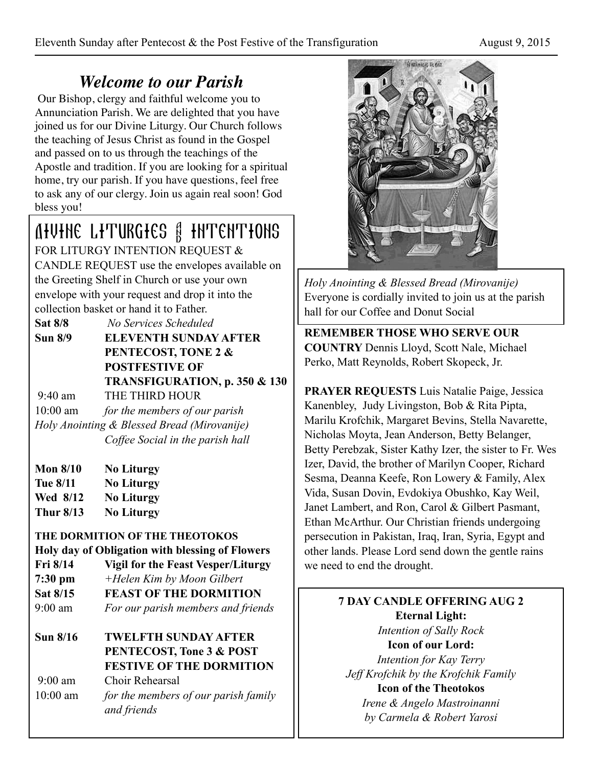# *Welcome to our Parish*

Our Bishop, clergy and faithful welcome you to Annunciation Parish. We are delighted that you have joined us for our Divine Liturgy. Our Church follows the teaching of Jesus Christ as found in the Gospel and passed on to us through the teachings of the Apostle and tradition. If you are looking for a spiritual home, try our parish. If you have questions, feel free to ask any of our clergy. Join us again real soon! God bless you!

## DIVINE LITURGIES AND INTENTIONS

FOR LITURGY INTENTION REQUEST & CANDLE REQUEST use the envelopes available on the Greeting Shelf in Church or use your own envelope with your request and drop it into the collection basket or hand it to Father.

**Sat 8/8** *No Services Scheduled*

**Sun 8/9** **ELEVENTH SUNDAY AFTER PENTECOST, TONE 2 & POSTFESTIVE OF TRANSFIGURATION, p. 350 & 130**

9:40 am THE THIRD HOUR

10:00 am *for the members of our parish*

*Holy Anointing & Blessed Bread (Mirovanije)*

*Coffee Social in the parish hall*

**Mon 8/10** **No Liturgy**

**Tue 8/11** **No Liturgy**

**Wed 8/12** **No Liturgy**

**Thur 8/13** **No Liturgy**

**THE DORMITION OF THE THEOTOKOS**

**Holy day of Obligation with blessing of Flowers**

**Fri 8/14** **Vigil for the Feast Vesper/Liturgy**

**7:30 pm** *+Helen Kim by Moon Gilbert*

**Sat 8/15** **FEAST OF THE DORMITION**

9:00 am *For our parish members and friends*

**Sun 8/16** **TWELFTH SUNDAY AFTER PENTECOST, Tone 3 & POST FESTIVE OF THE DORMITION**

9:00 am Choir Rehearsal

10:00 am *for the members of our parish family and friends*

*Holy Anointing & Blessed Bread (Mirovanije)*
Everyone is cordially invited to join us at the parish hall for our Coffee and Donut Social

**REMEMBER THOSE WHO SERVE OUR COUNTRY** Dennis Lloyd, Scott Nale, Michael Perko, Matt Reynolds, Robert Skopeck, Jr.

**PRAYER REQUESTS** Luis Natalie Paige, Jessica Kanenbley, Judy Livingston, Bob & Rita Pipta, Marilu Krofchik, Margaret Bevins, Stella Navarette, Nicholas Moyta, Jean Anderson, Betty Belanger, Betty Perebzak, Sister Kathy Izer, the sister to Fr. Wes Izer, David, the brother of Marilyn Cooper, Richard Sesma, Deanna Keefe, Ron Lowery & Family, Alex Vida, Susan Dovin, Evdokiya Obushko, Kay Weil, Janet Lambert, and Ron, Carol & Gilbert Pasmant, Ethan McArthur. Our Christian friends undergoing persecution in Pakistan, Iraq, Iran, Syria, Egypt and other lands. Please Lord send down the gentle rains we need to end the drought.

**7 DAY CANDLE OFFERING AUG 2**

**Eternal Light:**
*Intention of Sally Rock*

**Icon of our Lord:**
*Intention for Kay Terry*
*Jeff Krofchik by the Krofchik Family*

**Icon of the Theotokos**
*Irene & Angelo Mastroinanni*
*by Carmela & Robert Yarosi*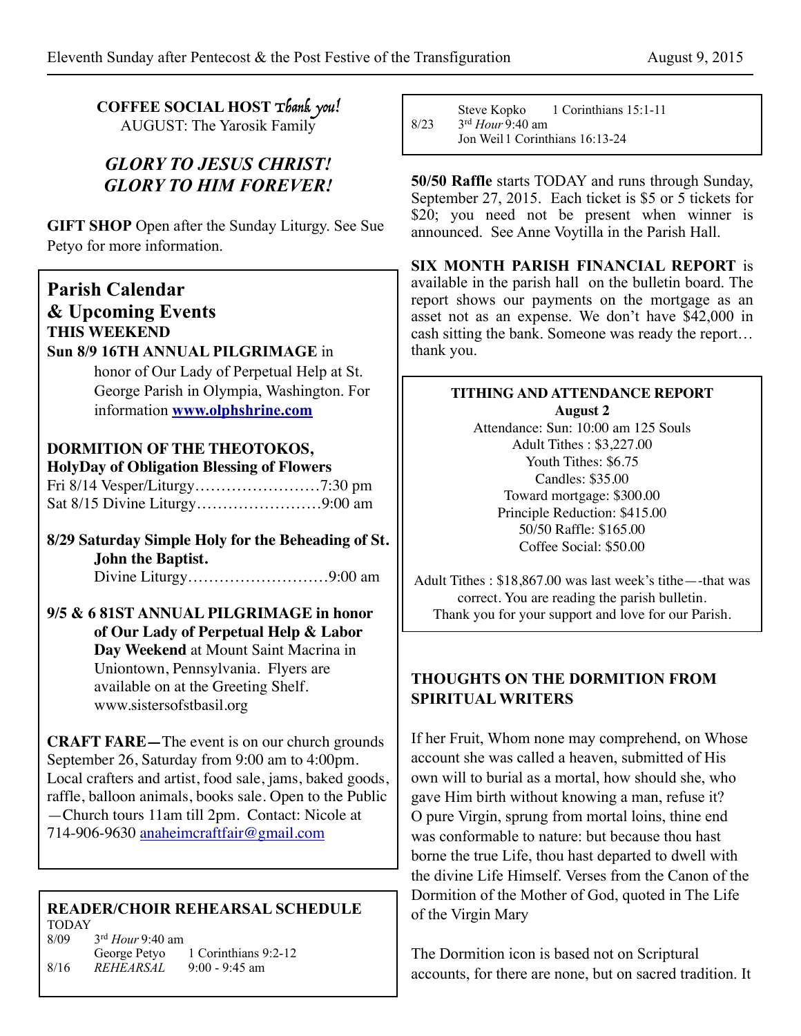**COFFEE SOCIAL HOST** *Thank you!*
AUGUST: The Yarosik Family

***GLORY TO JESUS CHRIST!***
***GLORY TO HIM FOREVER!***

**GIFT SHOP** Open after the Sunday Liturgy. See Sue Petyo for more information.

## Parish Calendar & Upcoming Events

**THIS WEEKEND**

**Sun 8/9 16TH ANNUAL PILGRIMAGE** in honor of Our Lady of Perpetual Help at St. George Parish in Olympia, Washington. For information **www.olphshrine.com**

**DORMITION OF THE THEOTOKOS, HolyDay of Obligation Blessing of Flowers**
Fri 8/14 Vesper/Liturgy……………………7:30 pm
Sat 8/15 Divine Liturgy……………………9:00 am

**8/29 Saturday Simple Holy for the Beheading of St. John the Baptist.**
Divine Liturgy………………………9:00 am

**9/5 & 6 81ST ANNUAL PILGRIMAGE in honor of Our Lady of Perpetual Help & Labor Day Weekend** at Mount Saint Macrina in Uniontown, Pennsylvania. Flyers are available on at the Greeting Shelf. www.sistersofstbasil.org

**CRAFT FARE—**The event is on our church grounds September 26, Saturday from 9:00 am to 4:00pm. Local crafters and artist, food sale, jams, baked goods, raffle, balloon animals, books sale. Open to the Public —Church tours 11am till 2pm. Contact: Nicole at 714-906-9630 anaheimcraftfair@gmail.com

**READER/CHOIR REHEARSAL SCHEDULE**

TODAY

| | | |
|---|---|---|
| 8/09 | 3rd *Hour* 9:40 am | |
| | George Petyo | 1 Corinthians 9:2-12 |
| 8/16 | *REHEARSAL* | 9:00 - 9:45 am |
| | Steve Kopko | 1 Corinthians 15:1-11 |
| 8/23 | 3rd *Hour* 9:40 am | |
| | Jon Weil | 1 Corinthians 16:13-24 |

**50/50 Raffle** starts TODAY and runs through Sunday, September 27, 2015. Each ticket is $5 or 5 tickets for $20; you need not be present when winner is announced. See Anne Voytilla in the Parish Hall.

**SIX MONTH PARISH FINANCIAL REPORT** is available in the parish hall on the bulletin board. The report shows our payments on the mortgage as an asset not as an expense. We don't have $42,000 in cash sitting the bank. Someone was ready the report… thank you.

**TITHING AND ATTENDANCE REPORT**
**August 2**

Attendance: Sun: 10:00 am 125 Souls
Adult Tithes : $3,227.00
Youth Tithes: $6.75
Candles: $35.00
Toward mortgage: $300.00
Principle Reduction: $415.00
50/50 Raffle: $165.00
Coffee Social: $50.00

Adult Tithes : $18,867.00 was last week's tithe—-that was correct. You are reading the parish bulletin.
Thank you for your support and love for our Parish.

**THOUGHTS ON THE DORMITION FROM SPIRITUAL WRITERS**

If her Fruit, Whom none may comprehend, on Whose account she was called a heaven, submitted of His own will to burial as a mortal, how should she, who gave Him birth without knowing a man, refuse it? O pure Virgin, sprung from mortal loins, thine end was conformable to nature: but because thou hast borne the true Life, thou hast departed to dwell with the divine Life Himself. Verses from the Canon of the Dormition of the Mother of God, quoted in The Life of the Virgin Mary

The Dormition icon is based not on Scriptural accounts, for there are none, but on sacred tradition. It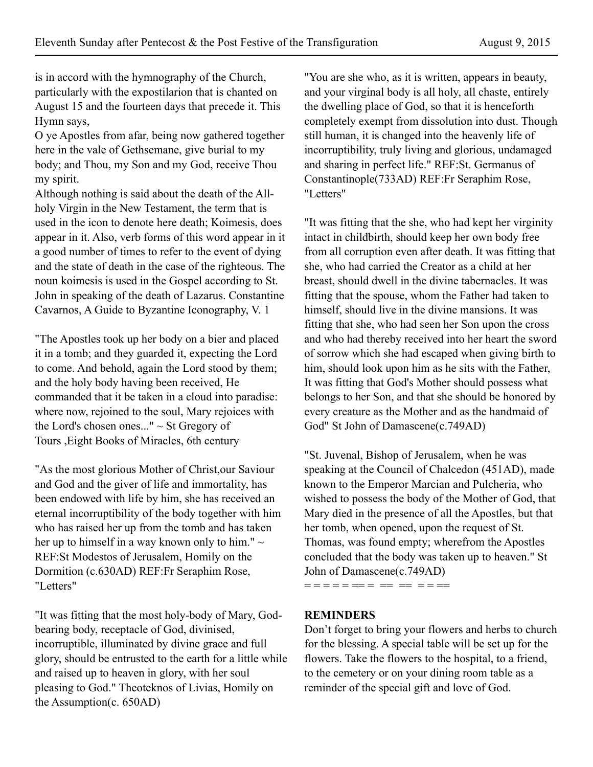is in accord with the hymnography of the Church, particularly with the expostilarion that is chanted on August 15 and the fourteen days that precede it. This Hymn says,

O ye Apostles from afar, being now gathered together here in the vale of Gethsemane, give burial to my body; and Thou, my Son and my God, receive Thou my spirit.

Although nothing is said about the death of the All-holy Virgin in the New Testament, the term that is used in the icon to denote here death; Koimesis, does appear in it. Also, verb forms of this word appear in it a good number of times to refer to the event of dying and the state of death in the case of the righteous. The noun koimesis is used in the Gospel according to St. John in speaking of the death of Lazarus. Constantine Cavarnos, A Guide to Byzantine Iconography, V. 1

"The Apostles took up her body on a bier and placed it in a tomb; and they guarded it, expecting the Lord to come. And behold, again the Lord stood by them; and the holy body having been received, He commanded that it be taken in a cloud into paradise: where now, rejoined to the soul, Mary rejoices with the Lord's chosen ones..." ~ St Gregory of Tours ,Eight Books of Miracles, 6th century

"As the most glorious Mother of Christ,our Saviour and God and the giver of life and immortality, has been endowed with life by him, she has received an eternal incorruptibility of the body together with him who has raised her up from the tomb and has taken her up to himself in a way known only to him." ~ REF:St Modestos of Jerusalem, Homily on the Dormition (c.630AD) REF:Fr Seraphim Rose, "Letters"

"It was fitting that the most holy-body of Mary, God-bearing body, receptacle of God, divinised, incorruptible, illuminated by divine grace and full glory, should be entrusted to the earth for a little while and raised up to heaven in glory, with her soul pleasing to God." Theoteknos of Livias, Homily on the Assumption(c. 650AD)

"You are she who, as it is written, appears in beauty, and your virginal body is all holy, all chaste, entirely the dwelling place of God, so that it is henceforth completely exempt from dissolution into dust. Though still human, it is changed into the heavenly life of incorruptibility, truly living and glorious, undamaged and sharing in perfect life." REF:St. Germanus of Constantinople(733AD) REF:Fr Seraphim Rose, "Letters"

"It was fitting that the she, who had kept her virginity intact in childbirth, should keep her own body free from all corruption even after death. It was fitting that she, who had carried the Creator as a child at her breast, should dwell in the divine tabernacles. It was fitting that the spouse, whom the Father had taken to himself, should live in the divine mansions. It was fitting that she, who had seen her Son upon the cross and who had thereby received into her heart the sword of sorrow which she had escaped when giving birth to him, should look upon him as he sits with the Father, It was fitting that God's Mother should possess what belongs to her Son, and that she should be honored by every creature as the Mother and as the handmaid of God" St John of Damascene(c.749AD)

"St. Juvenal, Bishop of Jerusalem, when he was speaking at the Council of Chalcedon (451AD), made known to the Emperor Marcian and Pulcheria, who wished to possess the body of the Mother of God, that Mary died in the presence of all the Apostles, but that her tomb, when opened, upon the request of St. Thomas, was found empty; wherefrom the Apostles concluded that the body was taken up to heaven." St John of Damascene(c.749AD)

= = = = = = == = == == = = ==

**REMINDERS**

Don't forget to bring your flowers and herbs to church for the blessing. A special table will be set up for the flowers. Take the flowers to the hospital, to a friend, to the cemetery or on your dining room table as a reminder of the special gift and love of God.